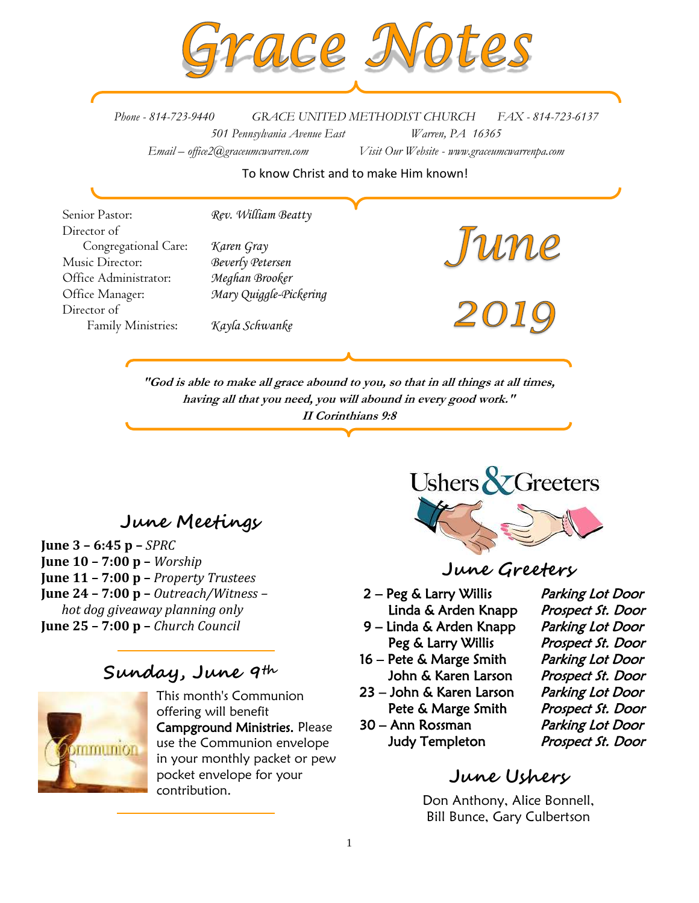# Grace Notes

Phone - 814-723-9440 GRACE UNITED METHODIST CHURCH FAX - 814-723-6137

501 Pennsylvania Avenue East Warren, PA 16365

Email – office2@graceumcwarren.com Visit Our Website - www.graceumcwarrenpa.com

To know Christ and to make Him known!

| | |
|---|---|
| Senior Pastor: | *Rev. William Beatty* |
| Director of Congregational Care: | *Karen Gray* |
| Music Director: | *Beverly Petersen* |
| Office Administrator: | *Meghan Brooker* |
| Office Manager: | *Mary Quiggle-Pickering* |
| Director of Family Ministries: | *Kayla Schwanke* |

## June 2019

***"God is able to make all grace abound to you, so that in all things at all times, having all that you need, you will abound in every good work."***
***II Corinthians 9:8***

## June Meetings

**June 3 – 6:45 p –** *SPRC*
**June 10 – 7:00 p –** *Worship*
**June 11 – 7:00 p –** *Property Trustees*
**June 24 – 7:00 p –** *Outreach/Witness – hot dog giveaway planning only*
**June 25 – 7:00 p –** *Church Council*

## Sunday, June 9th

This month's Communion offering will benefit **Campground Ministries.** Please use the Communion envelope in your monthly packet or pew pocket envelope for your contribution.

## Ushers & Greeters

## June Greeters

| | | |
|---|---|---|
| 2 – | Peg & Larry Willis | *Parking Lot Door* |
| | Linda & Arden Knapp | *Prospect St. Door* |
| 9 – | Linda & Arden Knapp | *Parking Lot Door* |
| | Peg & Larry Willis | *Prospect St. Door* |
| 16 – | Pete & Marge Smith | *Parking Lot Door* |
| | John & Karen Larson | *Prospect St. Door* |
| 23 – | John & Karen Larson | *Parking Lot Door* |
| | Pete & Marge Smith | *Prospect St. Door* |
| 30 – | Ann Rossman | *Parking Lot Door* |
| | Judy Templeton | *Prospect St. Door* |

## June Ushers

Don Anthony, Alice Bonnell, Bill Bunce, Gary Culbertson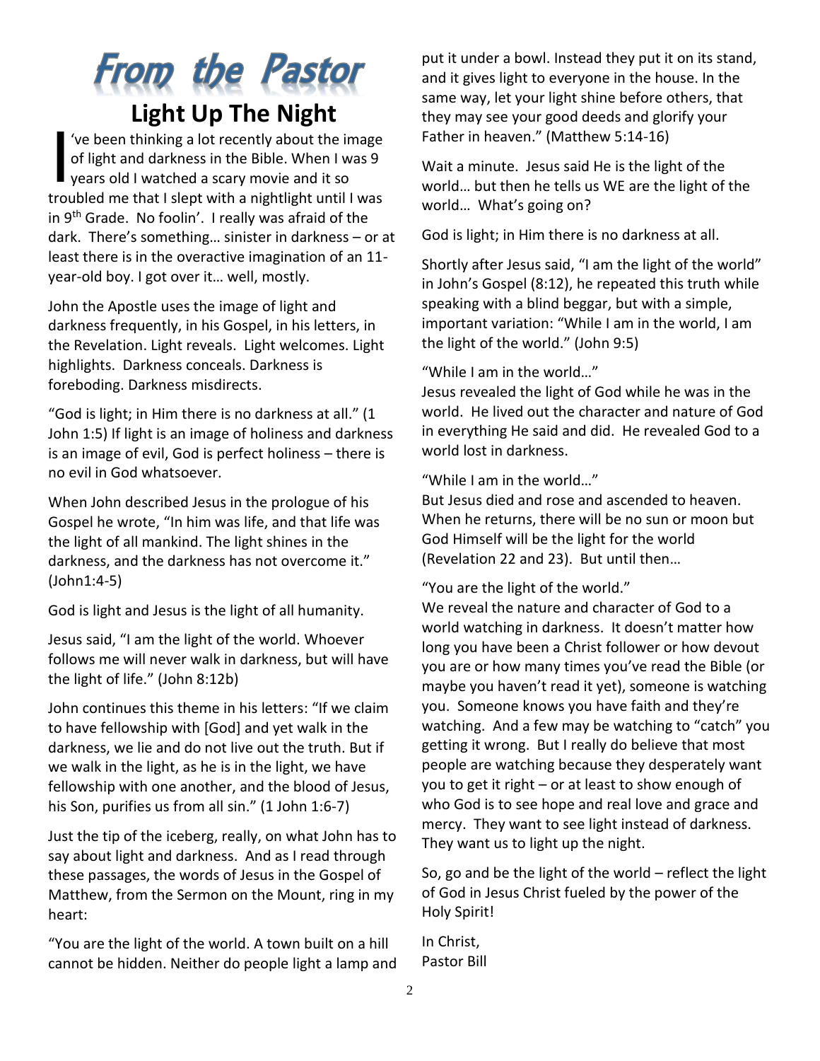# From the Pastor

## Light Up The Night

I've been thinking a lot recently about the image of light and darkness in the Bible. When I was 9 years old I watched a scary movie and it so troubled me that I slept with a nightlight until I was in 9th Grade. No foolin'. I really was afraid of the dark. There's something… sinister in darkness – or at least there is in the overactive imagination of an 11-year-old boy. I got over it… well, mostly.

John the Apostle uses the image of light and darkness frequently, in his Gospel, in his letters, in the Revelation. Light reveals. Light welcomes. Light highlights. Darkness conceals. Darkness is foreboding. Darkness misdirects.

"God is light; in Him there is no darkness at all." (1 John 1:5) If light is an image of holiness and darkness is an image of evil, God is perfect holiness – there is no evil in God whatsoever.

When John described Jesus in the prologue of his Gospel he wrote, "In him was life, and that life was the light of all mankind. The light shines in the darkness, and the darkness has not overcome it." (John1:4-5)

God is light and Jesus is the light of all humanity.

Jesus said, "I am the light of the world. Whoever follows me will never walk in darkness, but will have the light of life." (John 8:12b)

John continues this theme in his letters: "If we claim to have fellowship with [God] and yet walk in the darkness, we lie and do not live out the truth. But if we walk in the light, as he is in the light, we have fellowship with one another, and the blood of Jesus, his Son, purifies us from all sin." (1 John 1:6-7)

Just the tip of the iceberg, really, on what John has to say about light and darkness. And as I read through these passages, the words of Jesus in the Gospel of Matthew, from the Sermon on the Mount, ring in my heart:

"You are the light of the world. A town built on a hill cannot be hidden. Neither do people light a lamp and put it under a bowl. Instead they put it on its stand, and it gives light to everyone in the house. In the same way, let your light shine before others, that they may see your good deeds and glorify your Father in heaven." (Matthew 5:14-16)

Wait a minute. Jesus said He is the light of the world… but then he tells us WE are the light of the world… What's going on?

God is light; in Him there is no darkness at all.

Shortly after Jesus said, "I am the light of the world" in John's Gospel (8:12), he repeated this truth while speaking with a blind beggar, but with a simple, important variation: "While I am in the world, I am the light of the world." (John 9:5)

"While I am in the world…"
Jesus revealed the light of God while he was in the world. He lived out the character and nature of God in everything He said and did. He revealed God to a world lost in darkness.

"While I am in the world…"
But Jesus died and rose and ascended to heaven. When he returns, there will be no sun or moon but God Himself will be the light for the world (Revelation 22 and 23). But until then…

"You are the light of the world."
We reveal the nature and character of God to a world watching in darkness. It doesn't matter how long you have been a Christ follower or how devout you are or how many times you've read the Bible (or maybe you haven't read it yet), someone is watching you. Someone knows you have faith and they're watching. And a few may be watching to "catch" you getting it wrong. But I really do believe that most people are watching because they desperately want you to get it right – or at least to show enough of who God is to see hope and real love and grace and mercy. They want to see light instead of darkness. They want us to light up the night.

So, go and be the light of the world – reflect the light of God in Jesus Christ fueled by the power of the Holy Spirit!

In Christ,
Pastor Bill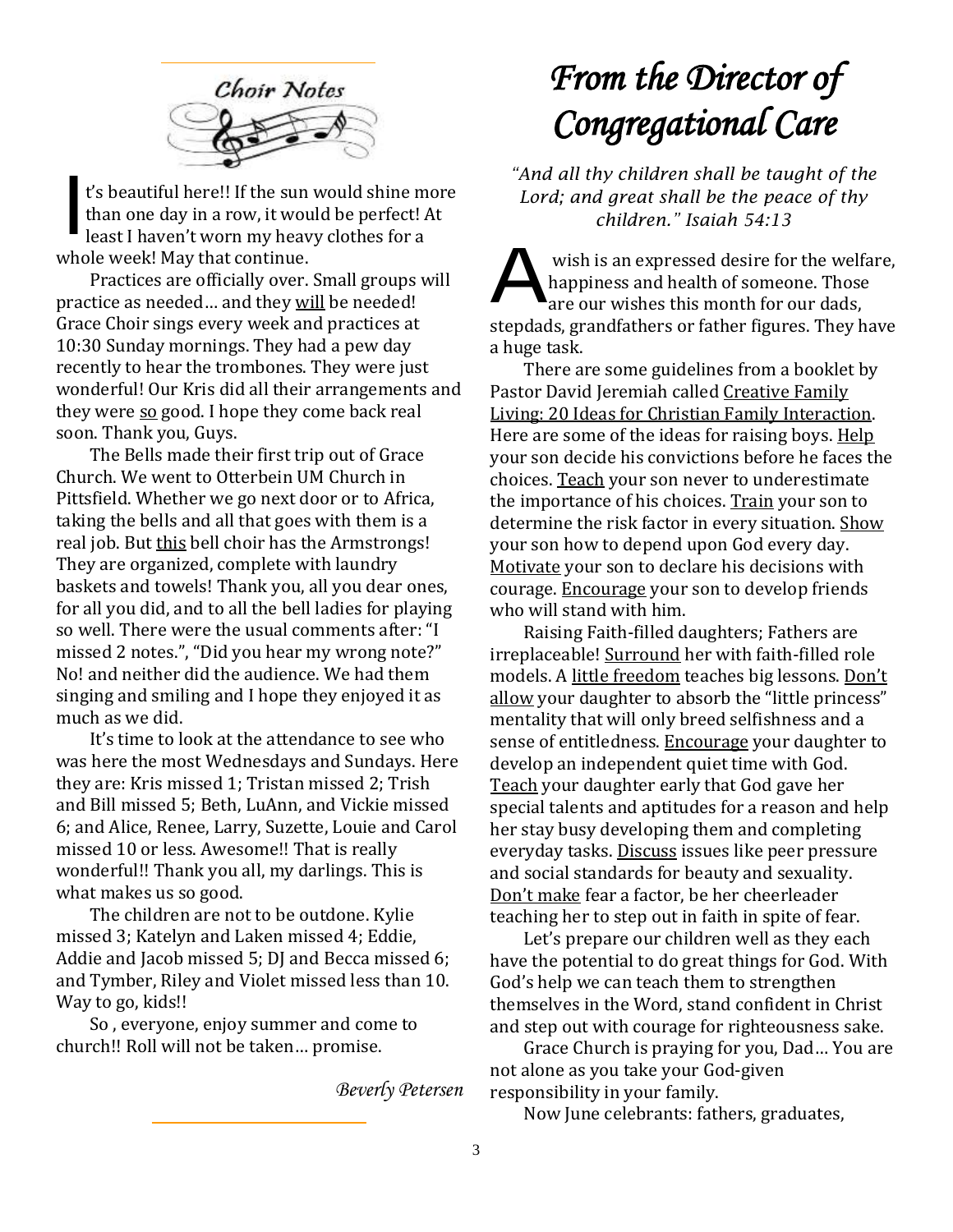## Choir Notes

It's beautiful here!! If the sun would shine more than one day in a row, it would be perfect! At least I haven't worn my heavy clothes for a whole week! May that continue.

Practices are officially over. Small groups will practice as needed… and they will be needed! Grace Choir sings every week and practices at 10:30 Sunday mornings. They had a pew day recently to hear the trombones. They were just wonderful! Our Kris did all their arrangements and they were so good. I hope they come back real soon. Thank you, Guys.

The Bells made their first trip out of Grace Church. We went to Otterbein UM Church in Pittsfield. Whether we go next door or to Africa, taking the bells and all that goes with them is a real job. But this bell choir has the Armstrongs! They are organized, complete with laundry baskets and towels! Thank you, all you dear ones, for all you did, and to all the bell ladies for playing so well. There were the usual comments after: "I missed 2 notes.", "Did you hear my wrong note?" No! and neither did the audience. We had them singing and smiling and I hope they enjoyed it as much as we did.

It's time to look at the attendance to see who was here the most Wednesdays and Sundays. Here they are: Kris missed 1; Tristan missed 2; Trish and Bill missed 5; Beth, LuAnn, and Vickie missed 6; and Alice, Renee, Larry, Suzette, Louie and Carol missed 10 or less. Awesome!! That is really wonderful!! Thank you all, my darlings. This is what makes us so good.

The children are not to be outdone. Kylie missed 3; Katelyn and Laken missed 4; Eddie, Addie and Jacob missed 5; DJ and Becca missed 6; and Tymber, Riley and Violet missed less than 10. Way to go, kids!!

So , everyone, enjoy summer and come to church!! Roll will not be taken… promise.

*Beverly Petersen*

# *From the Director of Congregational Care*

*"And all thy children shall be taught of the Lord; and great shall be the peace of thy children." Isaiah 54:13*

A wish is an expressed desire for the welfare, happiness and health of someone. Those are our wishes this month for our dads, stepdads, grandfathers or father figures. They have a huge task.

There are some guidelines from a booklet by Pastor David Jeremiah called Creative Family Living: 20 Ideas for Christian Family Interaction. Here are some of the ideas for raising boys. Help your son decide his convictions before he faces the choices. Teach your son never to underestimate the importance of his choices. Train your son to determine the risk factor in every situation. Show your son how to depend upon God every day. Motivate your son to declare his decisions with courage. Encourage your son to develop friends who will stand with him.

Raising Faith-filled daughters; Fathers are irreplaceable! Surround her with faith-filled role models. A little freedom teaches big lessons. Don't allow your daughter to absorb the "little princess" mentality that will only breed selfishness and a sense of entitledness. Encourage your daughter to develop an independent quiet time with God. Teach your daughter early that God gave her special talents and aptitudes for a reason and help her stay busy developing them and completing everyday tasks. Discuss issues like peer pressure and social standards for beauty and sexuality. Don't make fear a factor, be her cheerleader teaching her to step out in faith in spite of fear.

Let's prepare our children well as they each have the potential to do great things for God. With God's help we can teach them to strengthen themselves in the Word, stand confident in Christ and step out with courage for righteousness sake.

Grace Church is praying for you, Dad… You are not alone as you take your God-given responsibility in your family.

Now June celebrants: fathers, graduates,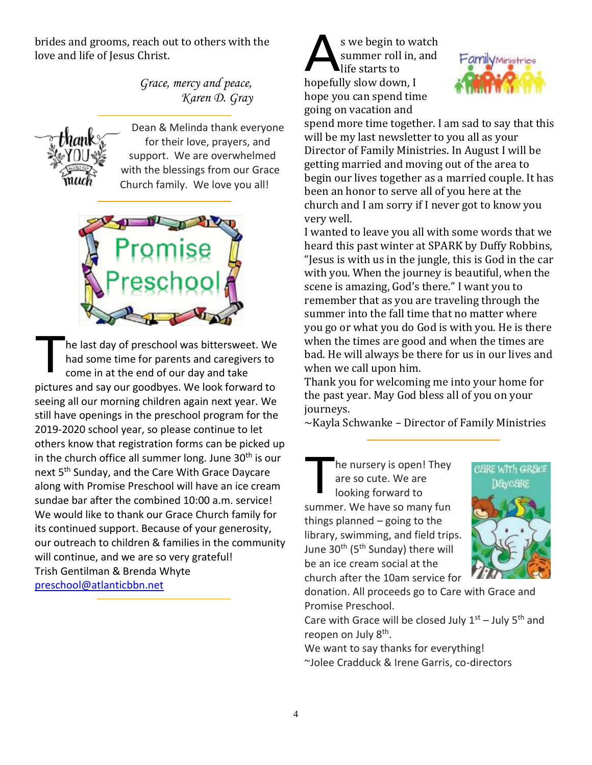brides and grooms, reach out to others with the love and life of Jesus Christ.

*Grace, mercy and peace,*
*Karen D. Gray*

---

Dean & Melinda thank everyone for their love, prayers, and support. We are overwhelmed with the blessings from our Grace Church family. We love you all!

---

## Promise Preschool

The last day of preschool was bittersweet. We had some time for parents and caregivers to come in at the end of our day and take pictures and say our goodbyes. We look forward to seeing all our morning children again next year. We still have openings in the preschool program for the 2019-2020 school year, so please continue to let others know that registration forms can be picked up in the church office all summer long. June 30th is our next 5th Sunday, and the Care With Grace Daycare along with Promise Preschool will have an ice cream sundae bar after the combined 10:00 a.m. service! We would like to thank our Grace Church family for its continued support. Because of your generosity, our outreach to children & families in the community will continue, and we are so very grateful!
Trish Gentilman & Brenda Whyte
preschool@atlanticbbn.net

---

## Family Ministries

As we begin to watch summer roll in, and life starts to hopefully slow down, I hope you can spend time going on vacation and spend more time together. I am sad to say that this will be my last newsletter to you all as your Director of Family Ministries. In August I will be getting married and moving out of the area to begin our lives together as a married couple. It has been an honor to serve all of you here at the church and I am sorry if I never got to know you very well.
I wanted to leave you all with some words that we heard this past winter at SPARK by Duffy Robbins, "Jesus is with us in the jungle, this is God in the car with you. When the journey is beautiful, when the scene is amazing, God's there." I want you to remember that as you are traveling through the summer into the fall time that no matter where you go or what you do God is with you. He is there when the times are good and when the times are bad. He will always be there for us in our lives and when we call upon him.
Thank you for welcoming me into your home for the past year. May God bless all of you on your journeys.
~Kayla Schwanke – Director of Family Ministries

---

## Care With Grace Daycare

The nursery is open! They are so cute. We are looking forward to summer. We have so many fun things planned – going to the library, swimming, and field trips. June 30th (5th Sunday) there will be an ice cream social at the church after the 10am service for donation. All proceeds go to Care with Grace and Promise Preschool.
Care with Grace will be closed July 1st – July 5th and reopen on July 8th.
We want to say thanks for everything!
~Jolee Cradduck & Irene Garris, co-directors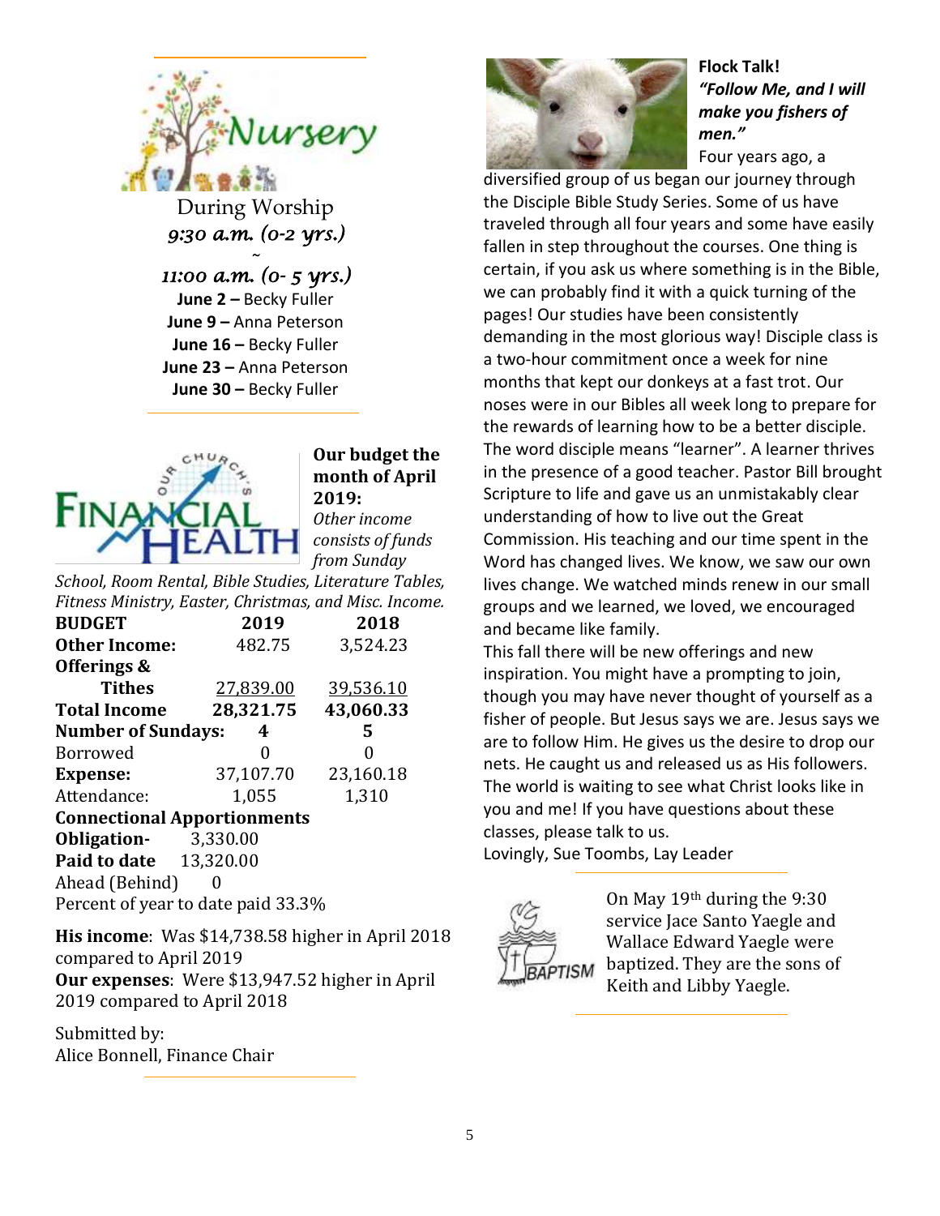## Nursery

During Worship
*9:30 a.m. (0-2 yrs.)*
~
*11:00 a.m. (0- 5 yrs.)*

**June 2 –** Becky Fuller
**June 9 –** Anna Peterson
**June 16 –** Becky Fuller
**June 23 –** Anna Peterson
**June 30 –** Becky Fuller

---

## Our Church's Financial Health

**Our budget the month of April 2019:**

*Other income consists of funds from Sunday School, Room Rental, Bible Studies, Literature Tables, Fitness Ministry, Easter, Christmas, and Misc. Income.*

| BUDGET | 2019 | 2018 |
|---|---|---|
| **Other Income:** | 482.75 | 3,524.23 |
| **Offerings & Tithes** | 27,839.00 | 39,536.10 |
| **Total Income** | **28,321.75** | **43,060.33** |
| **Number of Sundays:** | **4** | **5** |
| Borrowed | 0 | 0 |
| **Expense:** | 37,107.70 | 23,160.18 |
| Attendance: | 1,055 | 1,310 |

**Connectional Apportionments**
**Obligation-** 3,330.00
**Paid to date** 13,320.00
Ahead (Behind) 0
Percent of year to date paid 33.3%

**His income**: Was $14,738.58 higher in April 2018 compared to April 2019
**Our expenses**: Were $13,947.52 higher in April 2019 compared to April 2018

Submitted by:
Alice Bonnell, Finance Chair

---

**Flock Talk!**
***"Follow Me, and I will make you fishers of men."***

Four years ago, a diversified group of us began our journey through the Disciple Bible Study Series. Some of us have traveled through all four years and some have easily fallen in step throughout the courses. One thing is certain, if you ask us where something is in the Bible, we can probably find it with a quick turning of the pages! Our studies have been consistently demanding in the most glorious way! Disciple class is a two-hour commitment once a week for nine months that kept our donkeys at a fast trot. Our noses were in our Bibles all week long to prepare for the rewards of learning how to be a better disciple. The word disciple means "learner". A learner thrives in the presence of a good teacher. Pastor Bill brought Scripture to life and gave us an unmistakably clear understanding of how to live out the Great Commission. His teaching and our time spent in the Word has changed lives. We know, we saw our own lives change. We watched minds renew in our small groups and we learned, we loved, we encouraged and became like family.

This fall there will be new offerings and new inspiration. You might have a prompting to join, though you may have never thought of yourself as a fisher of people. But Jesus says we are. Jesus says we are to follow Him. He gives us the desire to drop our nets. He caught us and released us as His followers. The world is waiting to see what Christ looks like in you and me! If you have questions about these classes, please talk to us.

Lovingly, Sue Toombs, Lay Leader

---

BAPTISM

On May 19th during the 9:30 service Jace Santo Yaegle and Wallace Edward Yaegle were baptized. They are the sons of Keith and Libby Yaegle.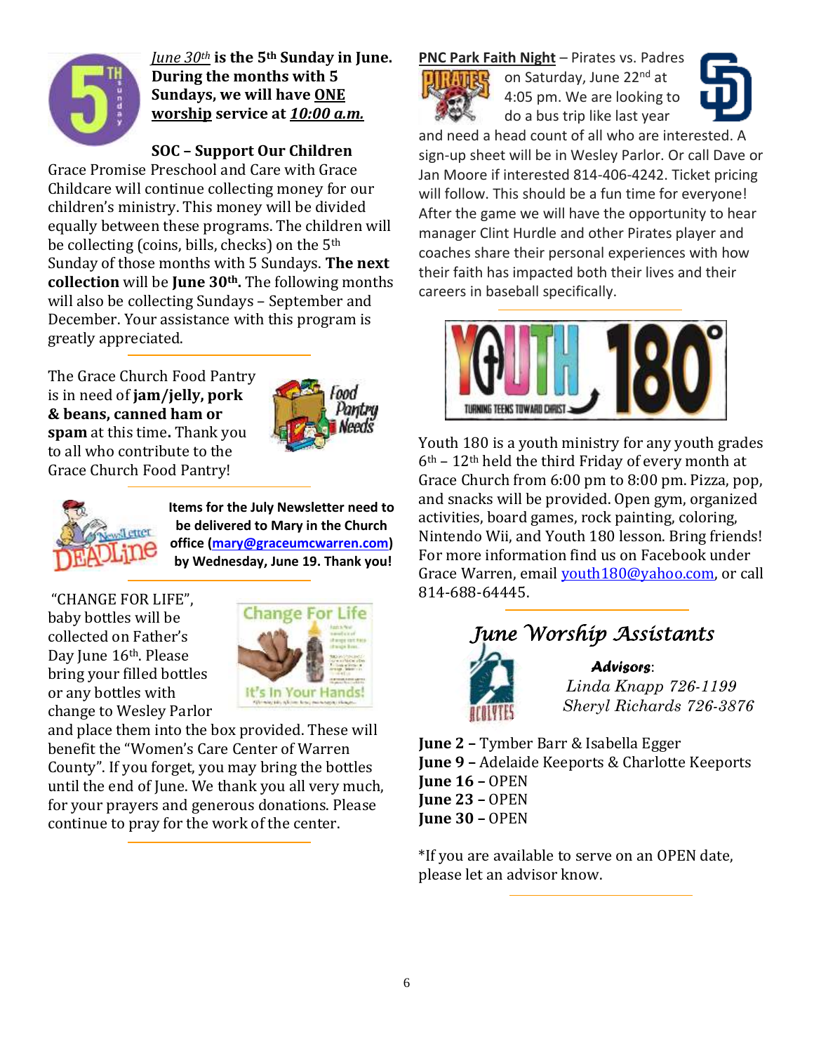*June 30th* **is the 5th Sunday in June. During the months with 5 Sundays, we will have ONE worship service at *10:00 a.m.***

**SOC – Support Our Children**

Grace Promise Preschool and Care with Grace Childcare will continue collecting money for our children's ministry. This money will be divided equally between these programs. The children will be collecting (coins, bills, checks) on the 5th Sunday of those months with 5 Sundays. **The next collection** will be **June 30th.** The following months will also be collecting Sundays – September and December. Your assistance with this program is greatly appreciated.

The Grace Church Food Pantry is in need of **jam/jelly, pork & beans, canned ham or spam** at this time**.** Thank you to all who contribute to the Grace Church Food Pantry!

**Items for the July Newsletter need to be delivered to Mary in the Church office (mary@graceumcwarren.com) by Wednesday, June 19. Thank you!**

"CHANGE FOR LIFE", baby bottles will be collected on Father's Day June 16th. Please bring your filled bottles or any bottles with change to Wesley Parlor and place them into the box provided. These will benefit the "Women's Care Center of Warren County". If you forget, you may bring the bottles until the end of June. We thank you all very much, for your prayers and generous donations. Please continue to pray for the work of the center.

**PNC Park Faith Night** – Pirates vs. Padres on Saturday, June 22nd at 4:05 pm. We are looking to do a bus trip like last year and need a head count of all who are interested. A sign-up sheet will be in Wesley Parlor. Or call Dave or Jan Moore if interested 814-406-4242. Ticket pricing will follow. This should be a fun time for everyone! After the game we will have the opportunity to hear manager Clint Hurdle and other Pirates player and coaches share their personal experiences with how their faith has impacted both their lives and their careers in baseball specifically.

Youth 180 is a youth ministry for any youth grades 6th – 12th held the third Friday of every month at Grace Church from 6:00 pm to 8:00 pm. Pizza, pop, and snacks will be provided. Open gym, organized activities, board games, rock painting, coloring, Nintendo Wii, and Youth 180 lesson. Bring friends! For more information find us on Facebook under Grace Warren, email youth180@yahoo.com, or call 814-688-64445.

## *June Worship Assistants*

***Advisors*:**
*Linda Knapp 726-1199*
*Sheryl Richards 726-3876*

**June 2 –** Tymber Barr & Isabella Egger
**June 9 –** Adelaide Keeports & Charlotte Keeports
**June 16 –** OPEN
**June 23 –** OPEN
**June 30 –** OPEN

*If you are available to serve on an OPEN date, please let an advisor know.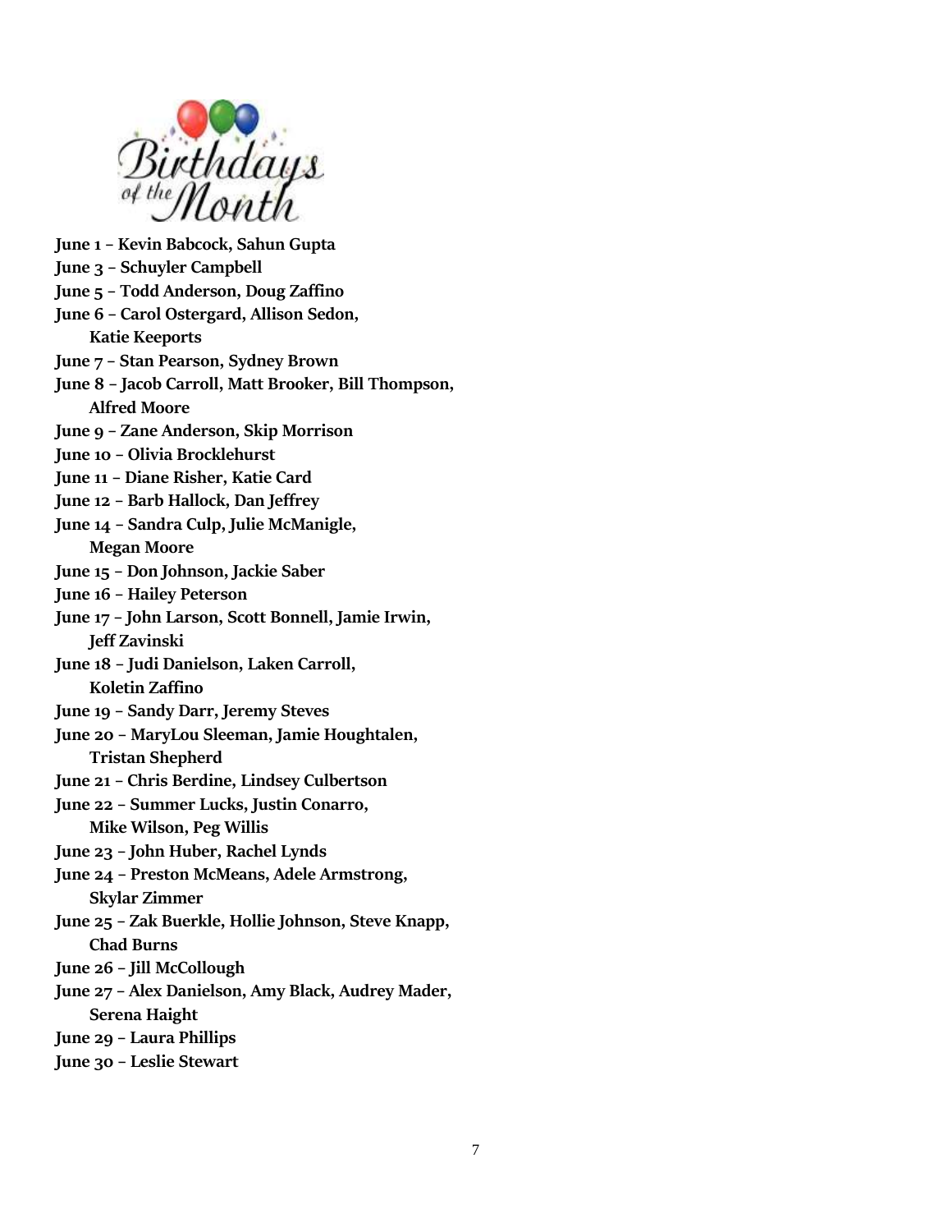# Birthdays of the Month

**June 1 – Kevin Babcock, Sahun Gupta**
**June 3 – Schuyler Campbell**
**June 5 – Todd Anderson, Doug Zaffino**
**June 6 – Carol Ostergard, Allison Sedon, Katie Keeports**
**June 7 – Stan Pearson, Sydney Brown**
**June 8 – Jacob Carroll, Matt Brooker, Bill Thompson, Alfred Moore**
**June 9 – Zane Anderson, Skip Morrison**
**June 10 – Olivia Brocklehurst**
**June 11 – Diane Risher, Katie Card**
**June 12 – Barb Hallock, Dan Jeffrey**
**June 14 – Sandra Culp, Julie McManigle, Megan Moore**
**June 15 – Don Johnson, Jackie Saber**
**June 16 – Hailey Peterson**
**June 17 – John Larson, Scott Bonnell, Jamie Irwin, Jeff Zavinski**
**June 18 – Judi Danielson, Laken Carroll, Koletin Zaffino**
**June 19 – Sandy Darr, Jeremy Steves**
**June 20 – MaryLou Sleeman, Jamie Houghtalen, Tristan Shepherd**
**June 21 – Chris Berdine, Lindsey Culbertson**
**June 22 – Summer Lucks, Justin Conarro, Mike Wilson, Peg Willis**
**June 23 – John Huber, Rachel Lynds**
**June 24 – Preston McMeans, Adele Armstrong, Skylar Zimmer**
**June 25 – Zak Buerkle, Hollie Johnson, Steve Knapp, Chad Burns**
**June 26 – Jill McCollough**
**June 27 – Alex Danielson, Amy Black, Audrey Mader, Serena Haight**
**June 29 – Laura Phillips**
**June 30 – Leslie Stewart**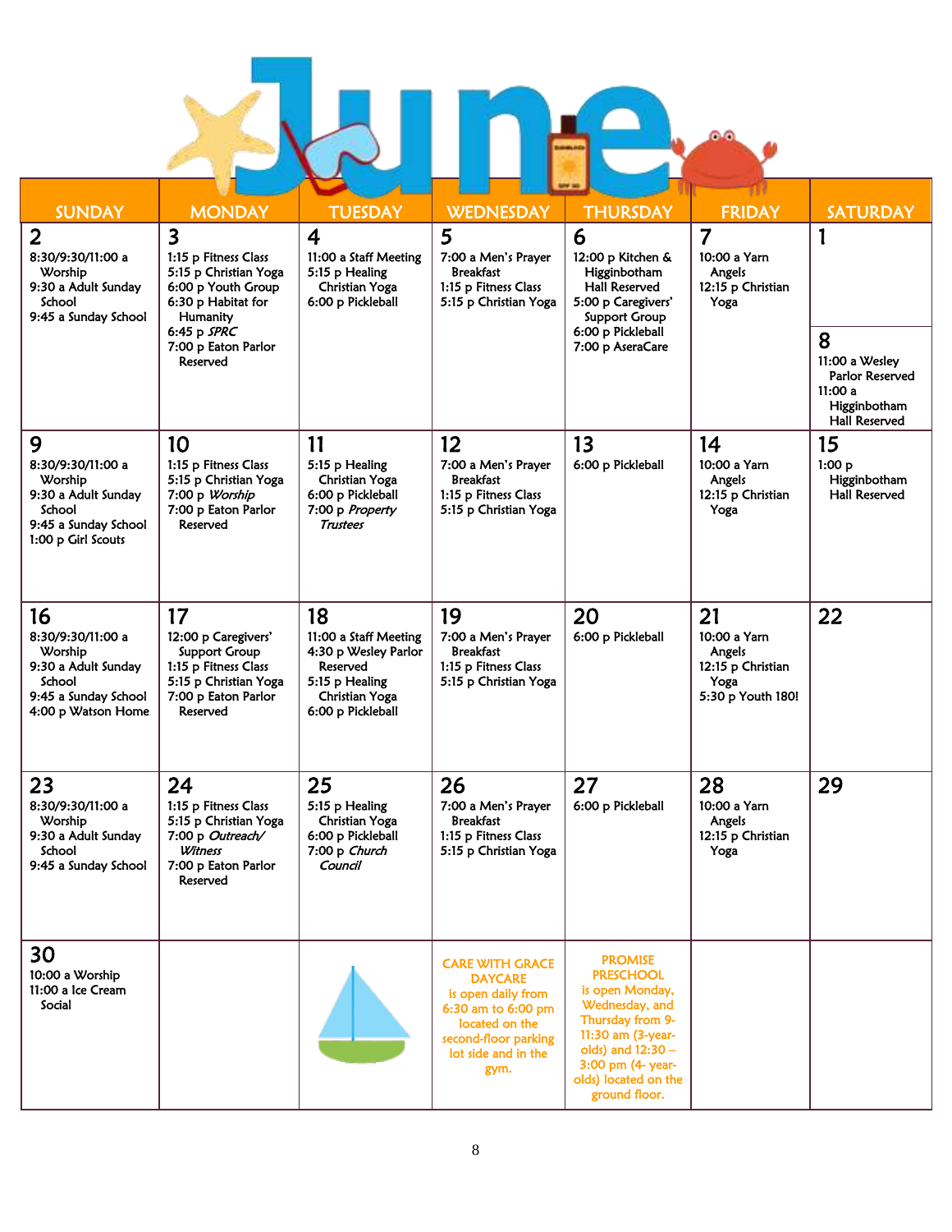# June

| SUNDAY | MONDAY | TUESDAY | WEDNESDAY | THURSDAY | FRIDAY | SATURDAY |
|---|---|---|---|---|---|---|
| | | | | | | **1** |
| **2**<br>8:30/9:30/11:00 a Worship<br>9:30 a Adult Sunday School<br>9:45 a Sunday School | **3**<br>1:15 p Fitness Class<br>5:15 p Christian Yoga<br>6:00 p Youth Group<br>6:30 p Habitat for Humanity<br>6:45 p *SPRC*<br>7:00 p Eaton Parlor Reserved | **4**<br>11:00 a Staff Meeting<br>5:15 p Healing Christian Yoga<br>6:00 p Pickleball | **5**<br>7:00 a Men's Prayer Breakfast<br>1:15 p Fitness Class<br>5:15 p Christian Yoga | **6**<br>12:00 p Kitchen & Higginbotham Hall Reserved<br>5:00 p Caregivers' Support Group<br>6:00 p Pickleball<br>7:00 p AseraCare | **7**<br>10:00 a Yarn Angels<br>12:15 p Christian Yoga | **8**<br>11:00 a Wesley Parlor Reserved<br>11:00 a Higginbotham Hall Reserved |
| **9**<br>8:30/9:30/11:00 a Worship<br>9:30 a Adult Sunday School<br>9:45 a Sunday School<br>1:00 p Girl Scouts | **10**<br>1:15 p Fitness Class<br>5:15 p Christian Yoga<br>7:00 p *Worship*<br>7:00 p Eaton Parlor Reserved | **11**<br>5:15 p Healing Christian Yoga<br>6:00 p Pickleball<br>7:00 p *Property Trustees* | **12**<br>7:00 a Men's Prayer Breakfast<br>1:15 p Fitness Class<br>5:15 p Christian Yoga | **13**<br>6:00 p Pickleball | **14**<br>10:00 a Yarn Angels<br>12:15 p Christian Yoga | **15**<br>1:00 p Higginbotham Hall Reserved |
| **16**<br>8:30/9:30/11:00 a Worship<br>9:30 a Adult Sunday School<br>9:45 a Sunday School<br>4:00 p Watson Home | **17**<br>12:00 p Caregivers' Support Group<br>1:15 p Fitness Class<br>5:15 p Christian Yoga<br>7:00 p Eaton Parlor Reserved | **18**<br>11:00 a Staff Meeting<br>4:30 p Wesley Parlor Reserved<br>5:15 p Healing Christian Yoga<br>6:00 p Pickleball | **19**<br>7:00 a Men's Prayer Breakfast<br>1:15 p Fitness Class<br>5:15 p Christian Yoga | **20**<br>6:00 p Pickleball | **21**<br>10:00 a Yarn Angels<br>12:15 p Christian Yoga<br>5:30 p Youth 180! | **22** |
| **23**<br>8:30/9:30/11:00 a Worship<br>9:30 a Adult Sunday School<br>9:45 a Sunday School | **24**<br>1:15 p Fitness Class<br>5:15 p Christian Yoga<br>7:00 p *Outreach/ Witness*<br>7:00 p Eaton Parlor Reserved | **25**<br>5:15 p Healing Christian Yoga<br>6:00 p Pickleball<br>7:00 p *Church Council* | **26**<br>7:00 a Men's Prayer Breakfast<br>1:15 p Fitness Class<br>5:15 p Christian Yoga | **27**<br>6:00 p Pickleball | **28**<br>10:00 a Yarn Angels<br>12:15 p Christian Yoga | **29** |
| **30**<br>10:00 a Worship<br>11:00 a Ice Cream Social | | | **CARE WITH GRACE DAYCARE** is open daily from 6:30 am to 6:00 pm located on the second-floor parking lot side and in the gym. | **PROMISE PRESCHOOL** is open Monday, Wednesday, and Thursday from 9-11:30 am (3-year-olds) and 12:30 – 3:00 pm (4- year-olds) located on the ground floor. | | |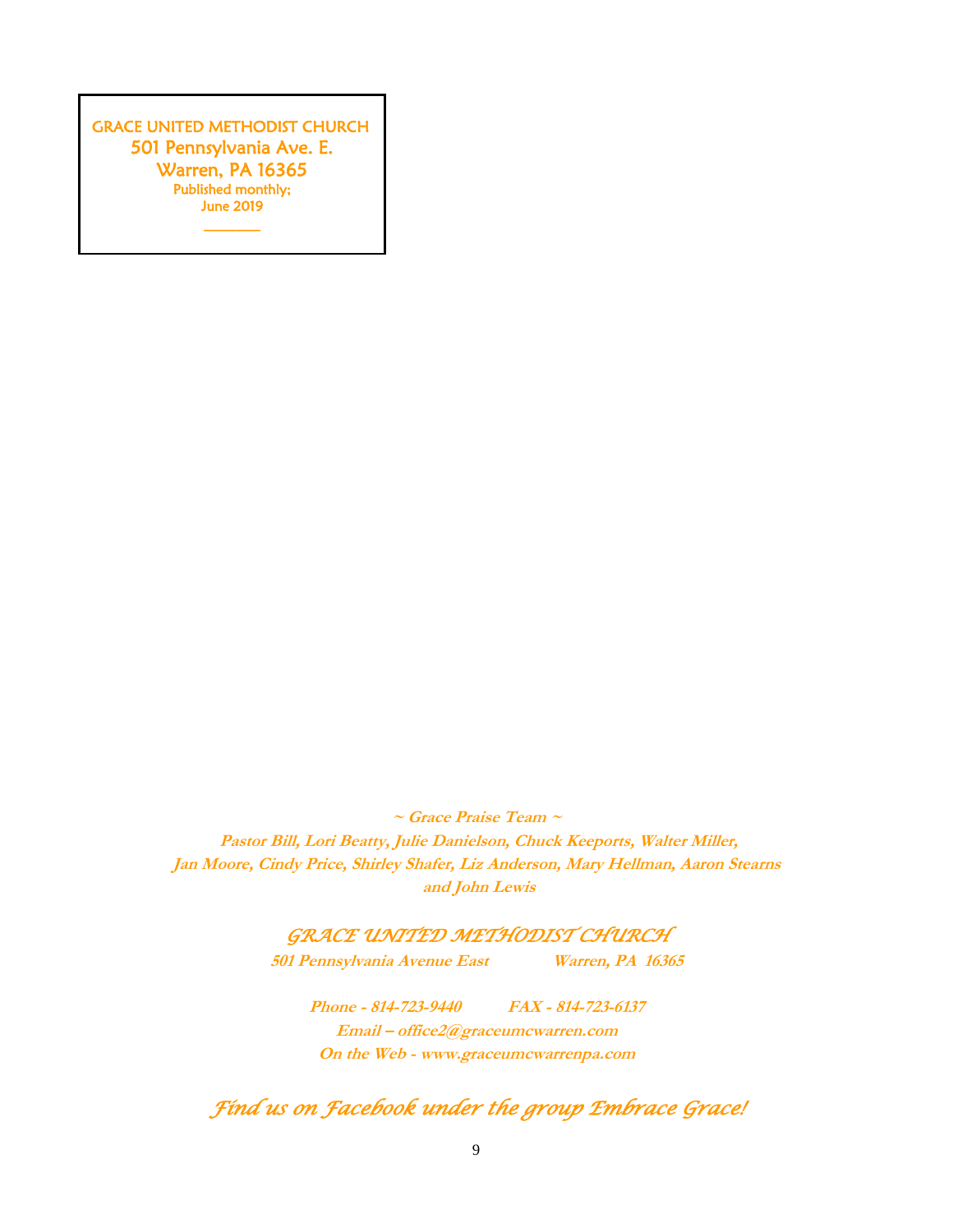GRACE UNITED METHODIST CHURCH
501 Pennsylvania Ave. E.
Warren, PA 16365
Published monthly;
June 2019

**~ Grace Praise Team ~**

**Pastor Bill, Lori Beatty, Julie Danielson, Chuck Keeports, Walter Miller, Jan Moore, Cindy Price, Shirley Shafer, Liz Anderson, Mary Hellman, Aaron Stearns and John Lewis**

*GRACE UNITED METHODIST CHURCH*

**501 Pennsylvania Avenue East Warren, PA 16365**

**Phone - 814-723-9440 FAX - 814-723-6137**
**Email – office2@graceumcwarren.com**
**On the Web - www.graceumcwarrenpa.com**

*Find us on Facebook under the group Embrace Grace!*